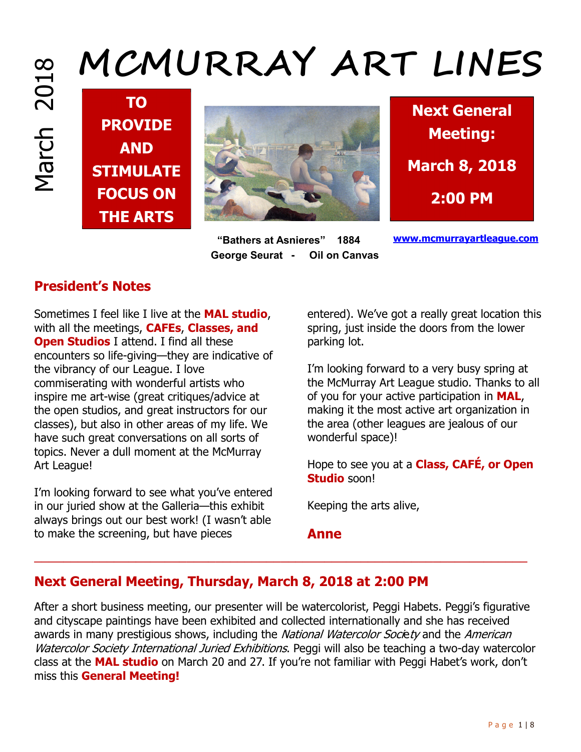March 2018

# MCMURRAY ART LINES

**TO PROVIDE AND STIMULATE FOCUS ON THE ARTS**

**"Bathers at Asnieres" 1884**
**George Seurat - Oil on Canvas**

**Next General Meeting:**

**March 8, 2018**

**2:00 PM**

[www.mcmurrayartleague.com](http://www.mcmurrayartleague.com)

## President's Notes

Sometimes I feel like I live at the **MAL studio**, with all the meetings, **CAFEs**, **Classes, and Open Studios** I attend. I find all these encounters so life-giving—they are indicative of the vibrancy of our League. I love commiserating with wonderful artists who inspire me art-wise (great critiques/advice at the open studios, and great instructors for our classes), but also in other areas of my life. We have such great conversations on all sorts of topics. Never a dull moment at the McMurray Art League!

I'm looking forward to see what you've entered in our juried show at the Galleria—this exhibit always brings out our best work! (I wasn't able to make the screening, but have pieces entered). We've got a really great location this spring, just inside the doors from the lower parking lot.

I'm looking forward to a very busy spring at the McMurray Art League studio. Thanks to all of you for your active participation in **MAL**, making it the most active art organization in the area (other leagues are jealous of our wonderful space)!

Hope to see you at a **Class, CAFÉ, or Open Studio** soon!

Keeping the arts alive,

**Anne**

---

## Next General Meeting, Thursday, March 8, 2018 at 2:00 PM

After a short business meeting, our presenter will be watercolorist, Peggi Habets. Peggi's figurative and cityscape paintings have been exhibited and collected internationally and she has received awards in many prestigious shows, including the *National Watercolor Society* and the *American Watercolor Society International Juried Exhibitions*. Peggi will also be teaching a two-day watercolor class at the **MAL studio** on March 20 and 27. If you're not familiar with Peggi Habet's work, don't miss this **General Meeting!**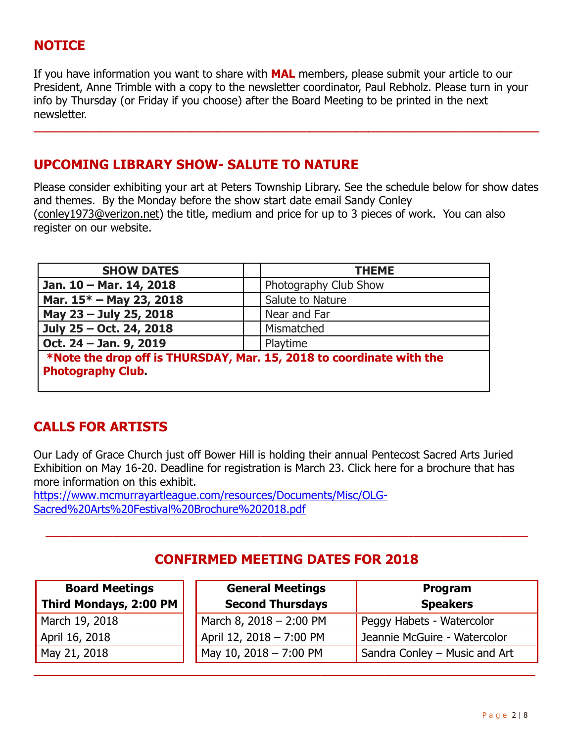## NOTICE

If you have information you want to share with **MAL** members, please submit your article to our President, Anne Trimble with a copy to the newsletter coordinator, Paul Rebholz. Please turn in your info by Thursday (or Friday if you choose) after the Board Meeting to be printed in the next newsletter.

---

## UPCOMING LIBRARY SHOW- SALUTE TO NATURE

Please consider exhibiting your art at Peters Township Library. See the schedule below for show dates and themes. By the Monday before the show start date email Sandy Conley (conley1973@verizon.net) the title, medium and price for up to 3 pieces of work. You can also register on our website.

| SHOW DATES | | THEME |
|---|---|---|
| **Jan. 10 – Mar. 14, 2018** | | Photography Club Show |
| **Mar. 15* – May 23, 2018** | | Salute to Nature |
| **May 23 – July 25, 2018** | | Near and Far |
| **July 25 – Oct. 24, 2018** | | Mismatched |
| **Oct. 24 – Jan. 9, 2019** | | Playtime |
| ***Note the drop off is THURSDAY, Mar. 15, 2018 to coordinate with the Photography Club.** | | |

## CALLS FOR ARTISTS

Our Lady of Grace Church just off Bower Hill is holding their annual Pentecost Sacred Arts Juried Exhibition on May 16-20. Deadline for registration is March 23. Click here for a brochure that has more information on this exhibit.
https://www.mcmurrayartleague.com/resources/Documents/Misc/OLG-Sacred%20Arts%20Festival%20Brochure%202018.pdf

---

## CONFIRMED MEETING DATES FOR 2018

| Board Meetings Third Mondays, 2:00 PM |
|---|
| March 19, 2018 |
| April 16, 2018 |
| May 21, 2018 |

| General Meetings Second Thursdays | Program Speakers |
|---|---|
| March 8, 2018 – 2:00 PM | Peggy Habets - Watercolor |
| April 12, 2018 – 7:00 PM | Jeannie McGuire - Watercolor |
| May 10, 2018 – 7:00 PM | Sandra Conley – Music and Art |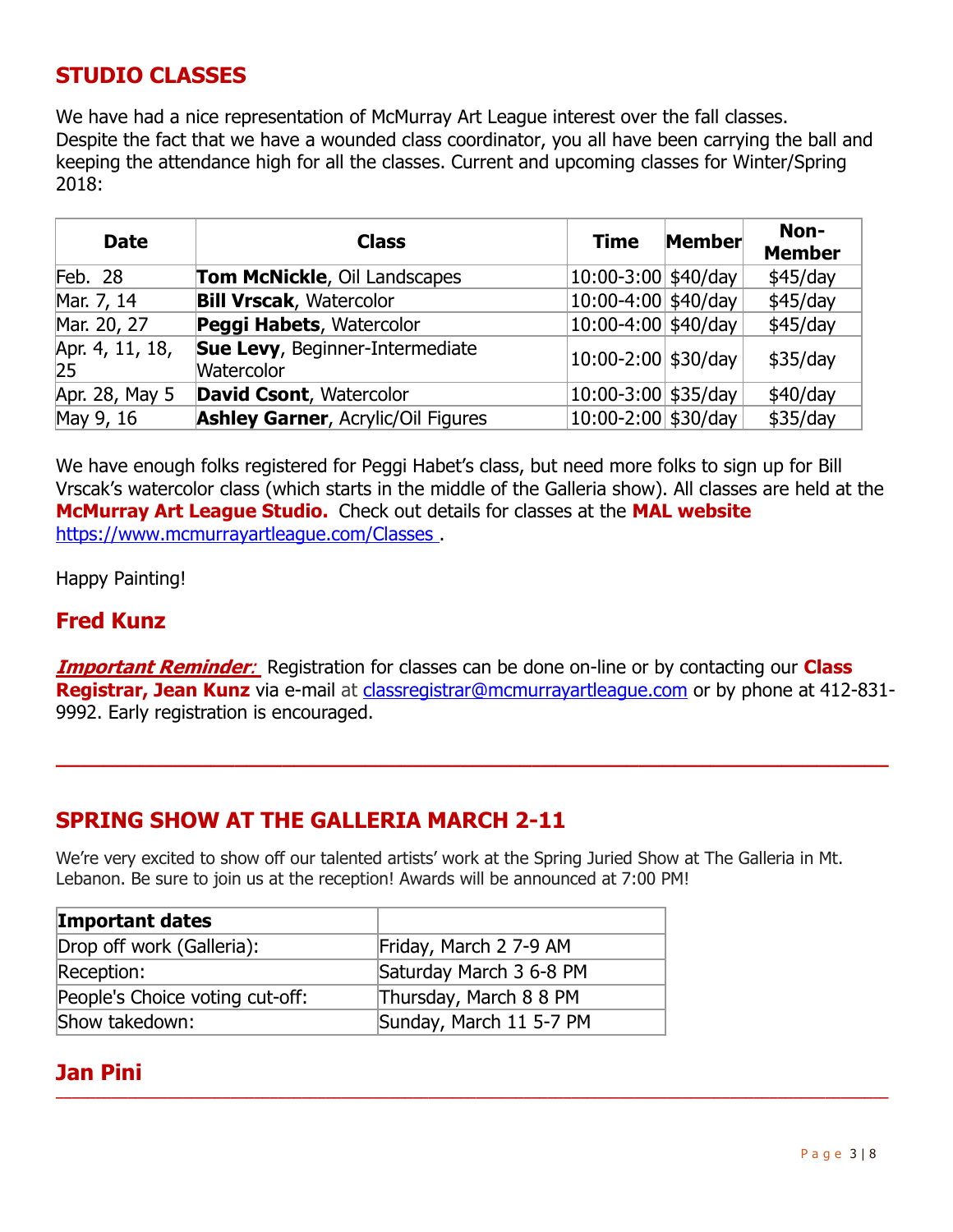## STUDIO CLASSES

We have had a nice representation of McMurray Art League interest over the fall classes. Despite the fact that we have a wounded class coordinator, you all have been carrying the ball and keeping the attendance high for all the classes. Current and upcoming classes for Winter/Spring 2018:

| Date | Class | Time | Member | Non-Member |
|---|---|---|---|---|
| Feb. 28 | **Tom McNickle**, Oil Landscapes | 10:00-3:00 | $40/day | $45/day |
| Mar. 7, 14 | **Bill Vrscak**, Watercolor | 10:00-4:00 | $40/day | $45/day |
| Mar. 20, 27 | **Peggi Habets**, Watercolor | 10:00-4:00 | $40/day | $45/day |
| Apr. 4, 11, 18, 25 | **Sue Levy**, Beginner-Intermediate Watercolor | 10:00-2:00 | $30/day | $35/day |
| Apr. 28, May 5 | **David Csont**, Watercolor | 10:00-3:00 | $35/day | $40/day |
| May 9, 16 | **Ashley Garner**, Acrylic/Oil Figures | 10:00-2:00 | $30/day | $35/day |

We have enough folks registered for Peggi Habet's class, but need more folks to sign up for Bill Vrscak's watercolor class (which starts in the middle of the Galleria show). All classes are held at the **McMurray Art League Studio.** Check out details for classes at the **MAL website** [https://www.mcmurrayartleague.com/Classes](https://www.mcmurrayartleague.com/Classes) .

Happy Painting!

## Fred Kunz

***Important Reminder:*** Registration for classes can be done on-line or by contacting our **Class Registrar, Jean Kunz** via e-mail at classregistrar@mcmurrayartleague.com or by phone at 412-831-9992. Early registration is encouraged.

---

## SPRING SHOW AT THE GALLERIA MARCH 2-11

We're very excited to show off our talented artists' work at the Spring Juried Show at The Galleria in Mt. Lebanon. Be sure to join us at the reception! Awards will be announced at 7:00 PM!

| **Important dates** | |
|---|---|
| Drop off work (Galleria): | Friday, March 2 7-9 AM |
| Reception: | Saturday March 3 6-8 PM |
| People's Choice voting cut-off: | Thursday, March 8 8 PM |
| Show takedown: | Sunday, March 11 5-7 PM |

## Jan Pini

---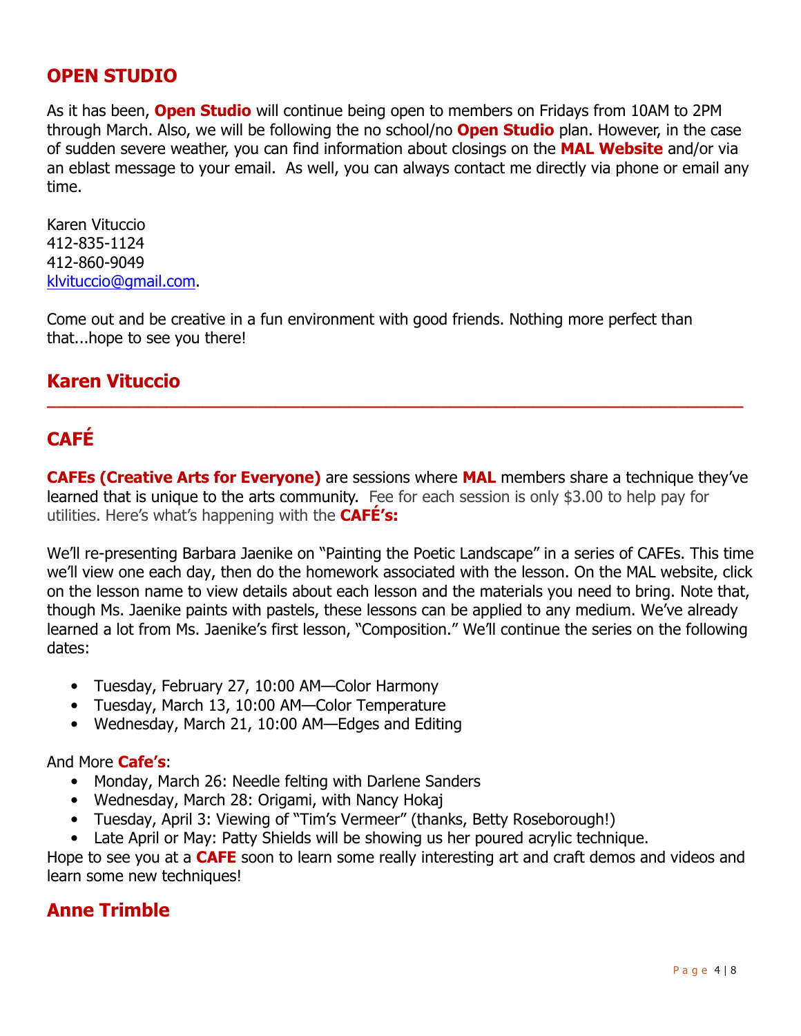## OPEN STUDIO

As it has been, **Open Studio** will continue being open to members on Fridays from 10AM to 2PM through March. Also, we will be following the no school/no **Open Studio** plan. However, in the case of sudden severe weather, you can find information about closings on the **MAL Website** and/or via an eblast message to your email. As well, you can always contact me directly via phone or email any time.

Karen Vituccio
412-835-1124
412-860-9049
klvituccio@gmail.com.

Come out and be creative in a fun environment with good friends. Nothing more perfect than that...hope to see you there!

## Karen Vituccio

---

## CAFÉ

**CAFEs (Creative Arts for Everyone)** are sessions where **MAL** members share a technique they've learned that is unique to the arts community. Fee for each session is only $3.00 to help pay for utilities. Here's what's happening with the **CAFÉ's:**

We'll re-presenting Barbara Jaenike on "Painting the Poetic Landscape" in a series of CAFEs. This time we'll view one each day, then do the homework associated with the lesson. On the MAL website, click on the lesson name to view details about each lesson and the materials you need to bring. Note that, though Ms. Jaenike paints with pastels, these lessons can be applied to any medium. We've already learned a lot from Ms. Jaenike's first lesson, "Composition." We'll continue the series on the following dates:

- Tuesday, February 27, 10:00 AM—Color Harmony
- Tuesday, March 13, 10:00 AM—Color Temperature
- Wednesday, March 21, 10:00 AM—Edges and Editing

And More **Cafe's**:

- Monday, March 26: Needle felting with Darlene Sanders
- Wednesday, March 28: Origami, with Nancy Hokaj
- Tuesday, April 3: Viewing of "Tim's Vermeer" (thanks, Betty Roseborough!)
- Late April or May: Patty Shields will be showing us her poured acrylic technique.

Hope to see you at a **CAFE** soon to learn some really interesting art and craft demos and videos and learn some new techniques!

## Anne Trimble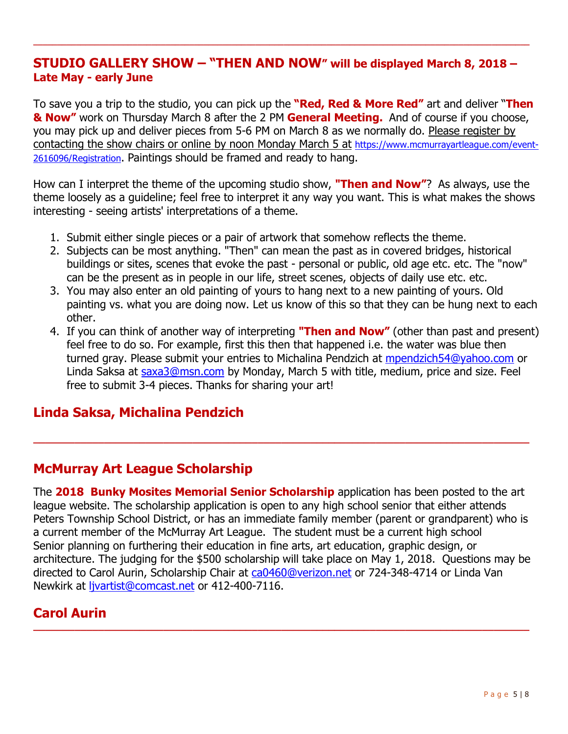---

## STUDIO GALLERY SHOW – "THEN AND NOW" will be displayed March 8, 2018 – Late May - early June

To save you a trip to the studio, you can pick up the **"Red, Red & More Red"** art and deliver "**Then & Now"** work on Thursday March 8 after the 2 PM **General Meeting.** And of course if you choose, you may pick up and deliver pieces from 5-6 PM on March 8 as we normally do. Please register by contacting the show chairs or online by noon Monday March 5 at https://www.mcmurrayartleague.com/event-2616096/Registration. Paintings should be framed and ready to hang.

How can I interpret the theme of the upcoming studio show, **"Then and Now"**? As always, use the theme loosely as a guideline; feel free to interpret it any way you want. This is what makes the shows interesting - seeing artists' interpretations of a theme.

1. Submit either single pieces or a pair of artwork that somehow reflects the theme.
2. Subjects can be most anything. "Then" can mean the past as in covered bridges, historical buildings or sites, scenes that evoke the past - personal or public, old age etc. etc. The "now" can be the present as in people in our life, street scenes, objects of daily use etc. etc.
3. You may also enter an old painting of yours to hang next to a new painting of yours. Old painting vs. what you are doing now. Let us know of this so that they can be hung next to each other.
4. If you can think of another way of interpreting **"Then and Now"** (other than past and present) feel free to do so. For example, first this then that happened i.e. the water was blue then turned gray. Please submit your entries to Michalina Pendzich at mpendzich54@yahoo.com or Linda Saksa at saxa3@msn.com by Monday, March 5 with title, medium, price and size. Feel free to submit 3-4 pieces. Thanks for sharing your art!

## Linda Saksa, Michalina Pendzich

---

## McMurray Art League Scholarship

The **2018 Bunky Mosites Memorial Senior Scholarship** application has been posted to the art league website. The scholarship application is open to any high school senior that either attends Peters Township School District, or has an immediate family member (parent or grandparent) who is a current member of the McMurray Art League. The student must be a current high school Senior planning on furthering their education in fine arts, art education, graphic design, or architecture. The judging for the $500 scholarship will take place on May 1, 2018. Questions may be directed to Carol Aurin, Scholarship Chair at ca0460@verizon.net or 724-348-4714 or Linda Van Newkirk at ljvartist@comcast.net or 412-400-7116.

## Carol Aurin

---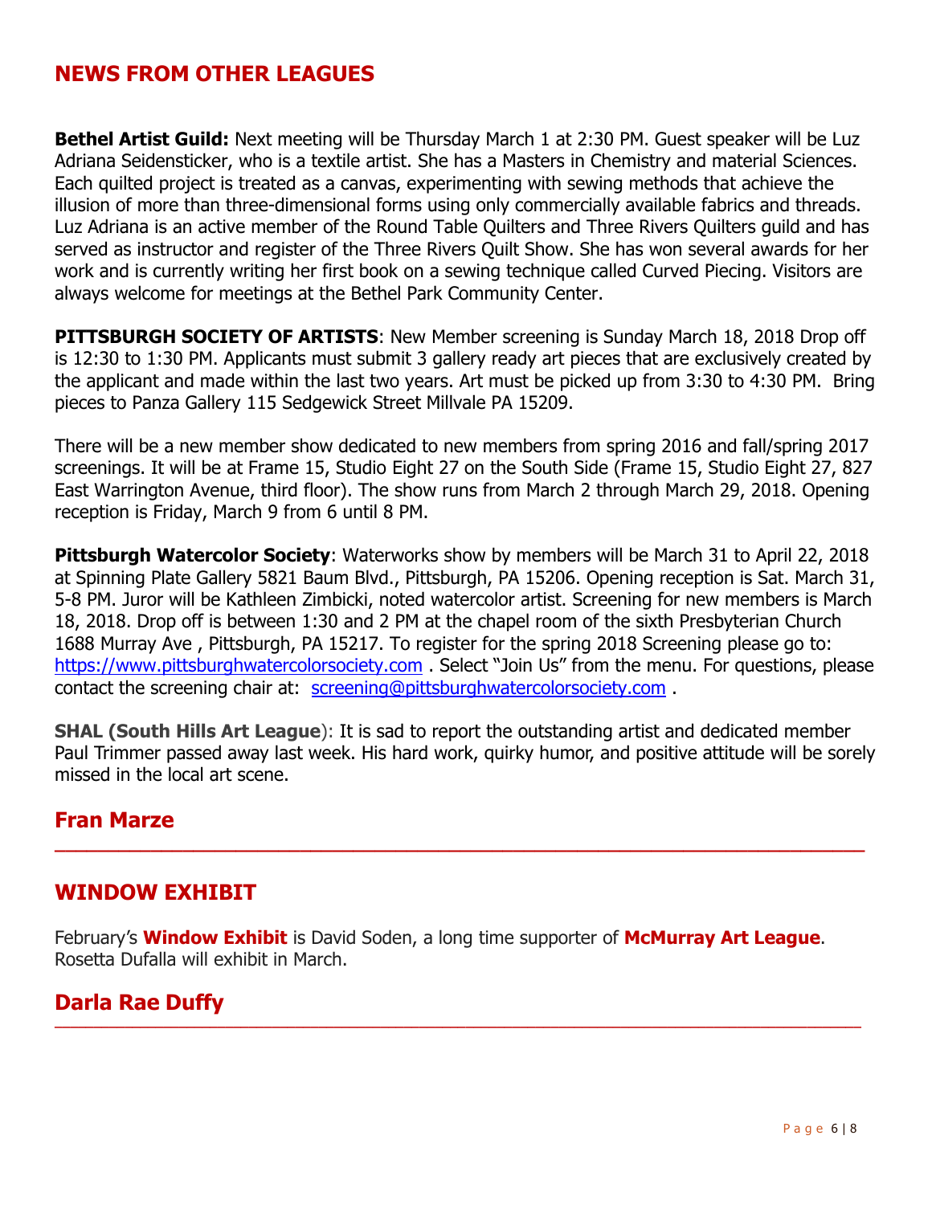## NEWS FROM OTHER LEAGUES

**Bethel Artist Guild:** Next meeting will be Thursday March 1 at 2:30 PM. Guest speaker will be Luz Adriana Seidensticker, who is a textile artist. She has a Masters in Chemistry and material Sciences. Each quilted project is treated as a canvas, experimenting with sewing methods that achieve the illusion of more than three-dimensional forms using only commercially available fabrics and threads. Luz Adriana is an active member of the Round Table Quilters and Three Rivers Quilters guild and has served as instructor and register of the Three Rivers Quilt Show. She has won several awards for her work and is currently writing her first book on a sewing technique called Curved Piecing. Visitors are always welcome for meetings at the Bethel Park Community Center.

**PITTSBURGH SOCIETY OF ARTISTS**: New Member screening is Sunday March 18, 2018 Drop off is 12:30 to 1:30 PM. Applicants must submit 3 gallery ready art pieces that are exclusively created by the applicant and made within the last two years. Art must be picked up from 3:30 to 4:30 PM. Bring pieces to Panza Gallery 115 Sedgewick Street Millvale PA 15209.

There will be a new member show dedicated to new members from spring 2016 and fall/spring 2017 screenings. It will be at Frame 15, Studio Eight 27 on the South Side (Frame 15, Studio Eight 27, 827 East Warrington Avenue, third floor). The show runs from March 2 through March 29, 2018. Opening reception is Friday, March 9 from 6 until 8 PM.

**Pittsburgh Watercolor Society**: Waterworks show by members will be March 31 to April 22, 2018 at Spinning Plate Gallery 5821 Baum Blvd., Pittsburgh, PA 15206. Opening reception is Sat. March 31, 5-8 PM. Juror will be Kathleen Zimbicki, noted watercolor artist. Screening for new members is March 18, 2018. Drop off is between 1:30 and 2 PM at the chapel room of the sixth Presbyterian Church 1688 Murray Ave , Pittsburgh, PA 15217. To register for the spring 2018 Screening please go to: https://www.pittsburghwatercolorsociety.com . Select "Join Us" from the menu. For questions, please contact the screening chair at: screening@pittsburghwatercolorsociety.com .

**SHAL (South Hills Art League**): It is sad to report the outstanding artist and dedicated member Paul Trimmer passed away last week. His hard work, quirky humor, and positive attitude will be sorely missed in the local art scene.

### Fran Marze

---

## WINDOW EXHIBIT

February's **Window Exhibit** is David Soden, a long time supporter of **McMurray Art League**. Rosetta Dufalla will exhibit in March.

### Darla Rae Duffy

---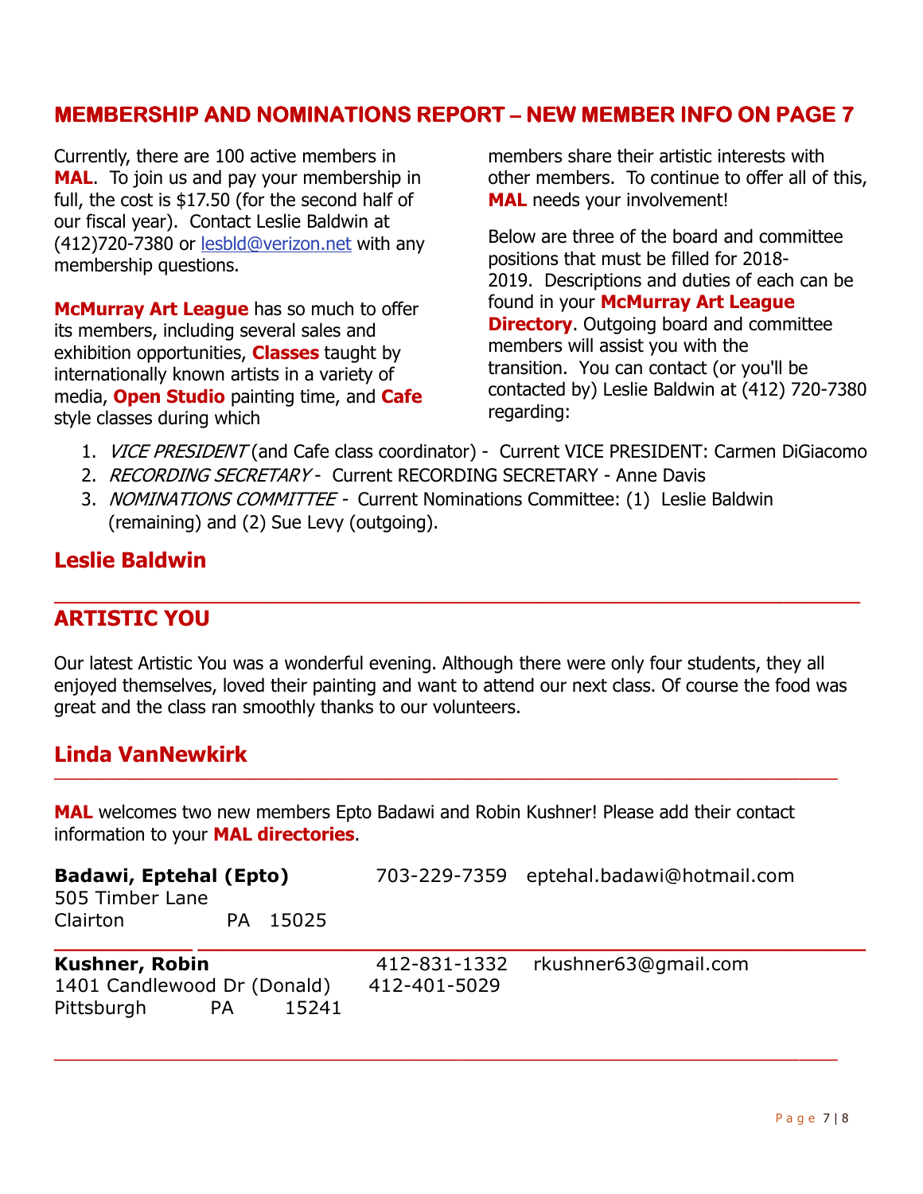## MEMBERSHIP AND NOMINATIONS REPORT – NEW MEMBER INFO ON PAGE 7

Currently, there are 100 active members in **MAL**. To join us and pay your membership in full, the cost is $17.50 (for the second half of our fiscal year). Contact Leslie Baldwin at (412)720-7380 or lesbld@verizon.net with any membership questions.

**McMurray Art League** has so much to offer its members, including several sales and exhibition opportunities, **Classes** taught by internationally known artists in a variety of media, **Open Studio** painting time, and **Cafe** style classes during which members share their artistic interests with other members. To continue to offer all of this, **MAL** needs your involvement!

Below are three of the board and committee positions that must be filled for 2018-2019. Descriptions and duties of each can be found in your **McMurray Art League Directory**. Outgoing board and committee members will assist you with the transition. You can contact (or you'll be contacted by) Leslie Baldwin at (412) 720-7380 regarding:

1. *VICE PRESIDENT* (and Cafe class coordinator) - Current VICE PRESIDENT: Carmen DiGiacomo
2. *RECORDING SECRETARY* - Current RECORDING SECRETARY - Anne Davis
3. *NOMINATIONS COMMITTEE* - Current Nominations Committee: (1) Leslie Baldwin (remaining) and (2) Sue Levy (outgoing).

### Leslie Baldwin

---

## ARTISTIC YOU

Our latest Artistic You was a wonderful evening. Although there were only four students, they all enjoyed themselves, loved their painting and want to attend our next class. Of course the food was great and the class ran smoothly thanks to our volunteers.

### Linda VanNewkirk

---

**MAL** welcomes two new members Epto Badawi and Robin Kushner! Please add their contact information to your **MAL directories**.

**Badawi, Eptehal (Epto)** 703-229-7359 eptehal.badawi@hotmail.com
505 Timber Lane
Clairton PA 15025

---

**Kushner, Robin** 412-831-1332 rkushner63@gmail.com
1401 Candlewood Dr (Donald) 412-401-5029
Pittsburgh PA 15241

---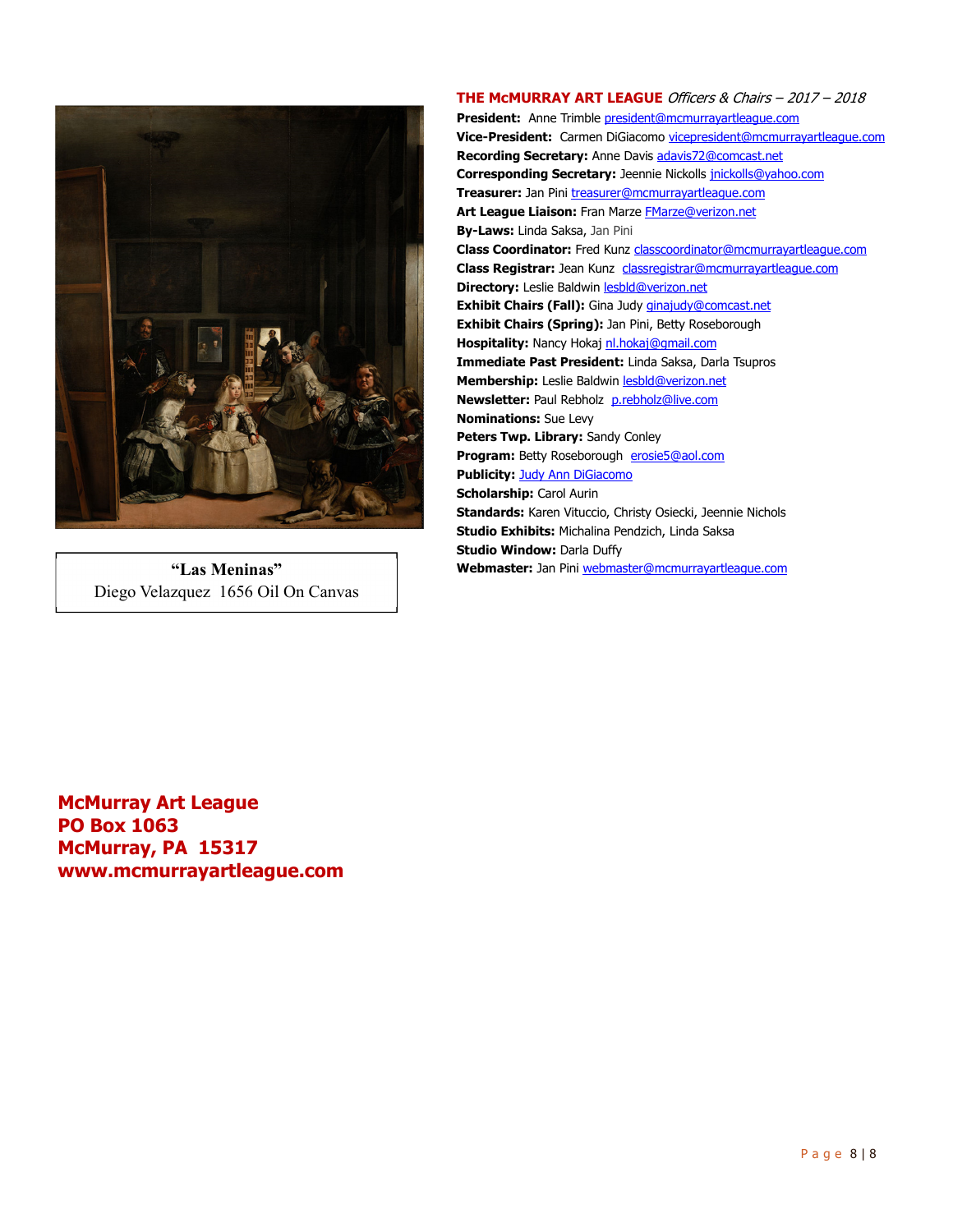"Las Meninas"
Diego Velazquez 1656 Oil On Canvas

## THE McMURRAY ART LEAGUE *Officers & Chairs – 2017 – 2018*

**President:** Anne Trimble president@mcmurrayartleague.com
**Vice-President:** Carmen DiGiacomo vicepresident@mcmurrayartleague.com
**Recording Secretary:** Anne Davis adavis72@comcast.net
**Corresponding Secretary:** Jeennie Nickolls jnickolls@yahoo.com
**Treasurer:** Jan Pini treasurer@mcmurrayartleague.com
**Art League Liaison:** Fran Marze FMarze@verizon.net
**By-Laws:** Linda Saksa, Jan Pini
**Class Coordinator:** Fred Kunz classcoordinator@mcmurrayartleague.com
**Class Registrar:** Jean Kunz classregistrar@mcmurrayartleague.com
**Directory:** Leslie Baldwin lesbld@verizon.net
**Exhibit Chairs (Fall):** Gina Judy ginajudy@comcast.net
**Exhibit Chairs (Spring):** Jan Pini, Betty Roseborough
**Hospitality:** Nancy Hokaj nl.hokaj@gmail.com
**Immediate Past President:** Linda Saksa, Darla Tsupros
**Membership:** Leslie Baldwin lesbld@verizon.net
**Newsletter:** Paul Rebholz p.rebholz@live.com
**Nominations:** Sue Levy
**Peters Twp. Library:** Sandy Conley
**Program:** Betty Roseborough erosie5@aol.com
**Publicity:** Judy Ann DiGiacomo
**Scholarship:** Carol Aurin
**Standards:** Karen Vituccio, Christy Osiecki, Jeennie Nichols
**Studio Exhibits:** Michalina Pendzich, Linda Saksa
**Studio Window:** Darla Duffy
**Webmaster:** Jan Pini webmaster@mcmurrayartleague.com

**McMurray Art League**
**PO Box 1063**
**McMurray, PA 15317**
**www.mcmurrayartleague.com**